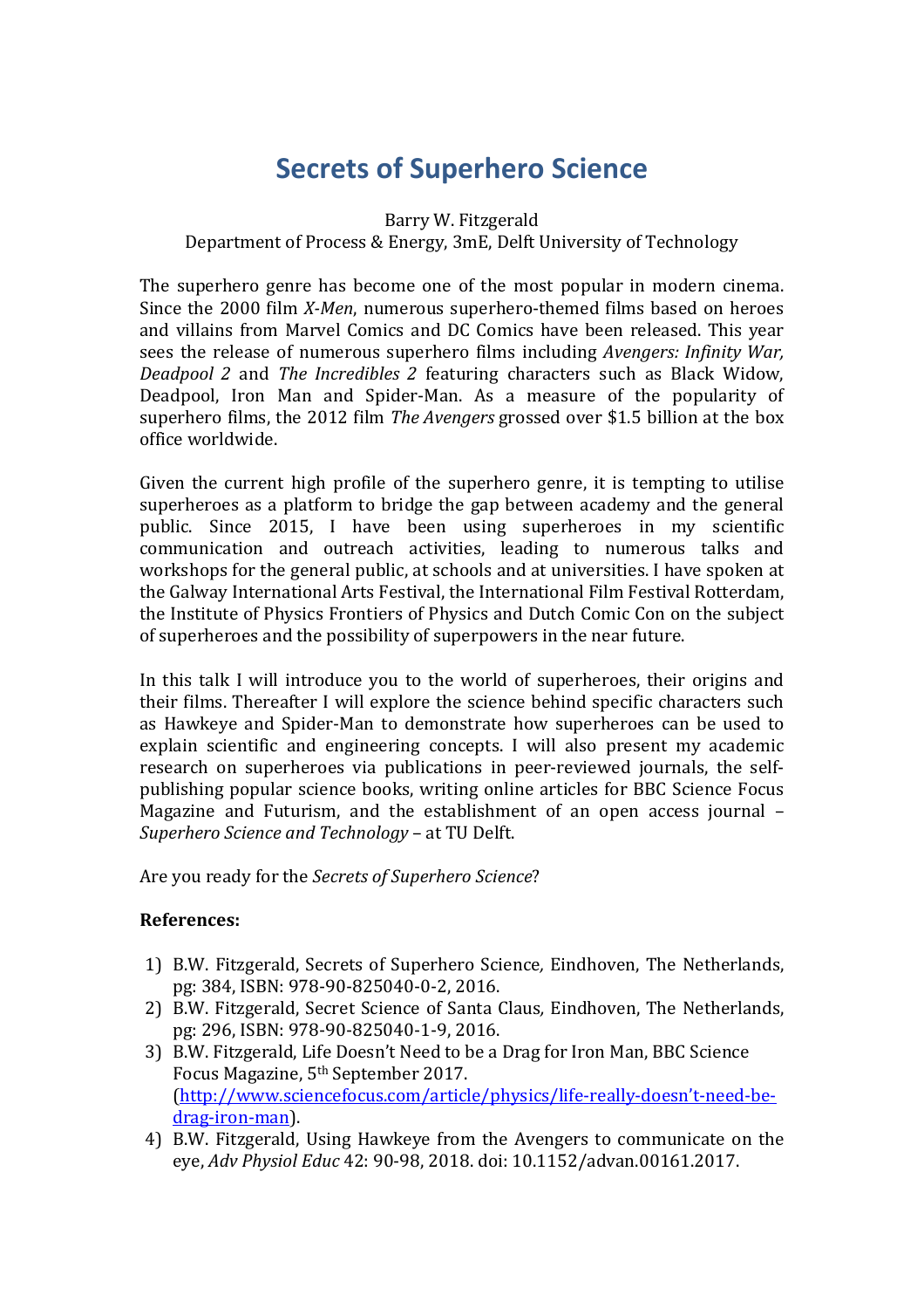# Secrets of Superhero Science

Barry W. Fitzgerald
Department of Process & Energy, 3mE, Delft University of Technology

The superhero genre has become one of the most popular in modern cinema. Since the 2000 film *X-Men*, numerous superhero-themed films based on heroes and villains from Marvel Comics and DC Comics have been released. This year sees the release of numerous superhero films including *Avengers: Infinity War, Deadpool 2* and *The Incredibles 2* featuring characters such as Black Widow, Deadpool, Iron Man and Spider-Man. As a measure of the popularity of superhero films, the 2012 film *The Avengers* grossed over $1.5 billion at the box office worldwide.

Given the current high profile of the superhero genre, it is tempting to utilise superheroes as a platform to bridge the gap between academy and the general public. Since 2015, I have been using superheroes in my scientific communication and outreach activities, leading to numerous talks and workshops for the general public, at schools and at universities. I have spoken at the Galway International Arts Festival, the International Film Festival Rotterdam, the Institute of Physics Frontiers of Physics and Dutch Comic Con on the subject of superheroes and the possibility of superpowers in the near future.

In this talk I will introduce you to the world of superheroes, their origins and their films. Thereafter I will explore the science behind specific characters such as Hawkeye and Spider-Man to demonstrate how superheroes can be used to explain scientific and engineering concepts. I will also present my academic research on superheroes via publications in peer-reviewed journals, the self-publishing popular science books, writing online articles for BBC Science Focus Magazine and Futurism, and the establishment of an open access journal – *Superhero Science and Technology* – at TU Delft.

Are you ready for the *Secrets of Superhero Science*?

**References:**

1) B.W. Fitzgerald, Secrets of Superhero Science, Eindhoven, The Netherlands, pg: 384, ISBN: 978-90-825040-0-2, 2016.
2) B.W. Fitzgerald, Secret Science of Santa Claus, Eindhoven, The Netherlands, pg: 296, ISBN: 978-90-825040-1-9, 2016.
3) B.W. Fitzgerald, Life Doesn't Need to be a Drag for Iron Man, BBC Science Focus Magazine, 5th September 2017. (http://www.sciencefocus.com/article/physics/life-really-doesn't-need-be-drag-iron-man).
4) B.W. Fitzgerald, Using Hawkeye from the Avengers to communicate on the eye, *Adv Physiol Educ* 42: 90-98, 2018. doi: 10.1152/advan.00161.2017.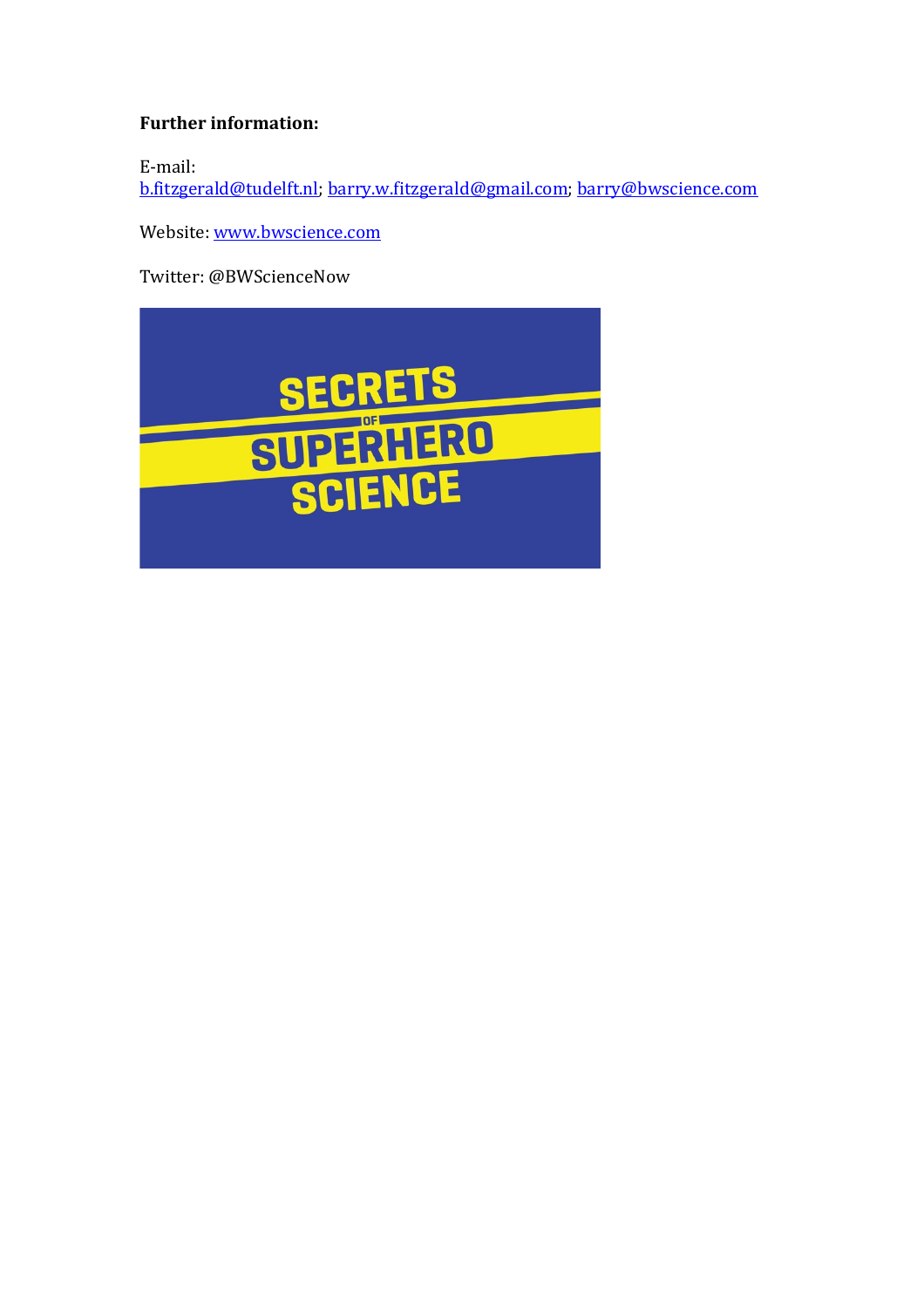**Further information:**

E-mail:
b.fitzgerald@tudelft.nl; barry.w.fitzgerald@gmail.com; barry@bwscience.com

Website: www.bwscience.com

Twitter: @BWScienceNow